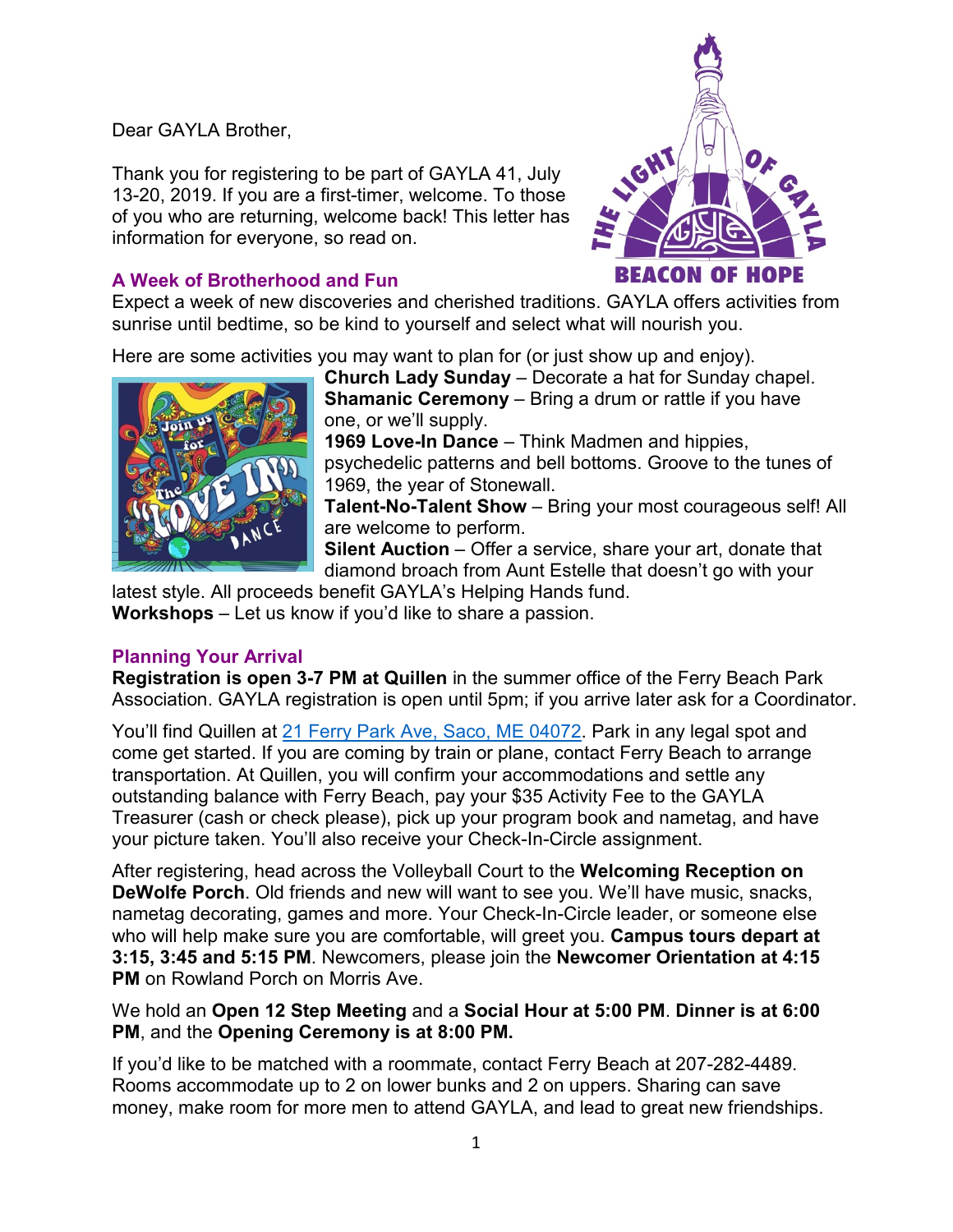Dear GAYLA Brother,

Thank you for registering to be part of GAYLA 41, July 13-20, 2019. If you are a first-timer, welcome. To those of you who are returning, welcome back! This letter has information for everyone, so read on.

## A Week of Brotherhood and Fun

Expect a week of new discoveries and cherished traditions. GAYLA offers activities from sunrise until bedtime, so be kind to yourself and select what will nourish you.

Here are some activities you may want to plan for (or just show up and enjoy).

**Church Lady Sunday** – Decorate a hat for Sunday chapel.
**Shamanic Ceremony** – Bring a drum or rattle if you have one, or we'll supply.
**1969 Love-In Dance** – Think Madmen and hippies, psychedelic patterns and bell bottoms. Groove to the tunes of 1969, the year of Stonewall.
**Talent-No-Talent Show** – Bring your most courageous self! All are welcome to perform.
**Silent Auction** – Offer a service, share your art, donate that diamond broach from Aunt Estelle that doesn't go with your latest style. All proceeds benefit GAYLA's Helping Hands fund.
**Workshops** – Let us know if you'd like to share a passion.

## Planning Your Arrival

**Registration is open 3-7 PM at Quillen** in the summer office of the Ferry Beach Park Association. GAYLA registration is open until 5pm; if you arrive later ask for a Coordinator.

You'll find Quillen at [21 Ferry Park Ave, Saco, ME 04072](). Park in any legal spot and come get started. If you are coming by train or plane, contact Ferry Beach to arrange transportation. At Quillen, you will confirm your accommodations and settle any outstanding balance with Ferry Beach, pay your $35 Activity Fee to the GAYLA Treasurer (cash or check please), pick up your program book and nametag, and have your picture taken. You'll also receive your Check-In-Circle assignment.

After registering, head across the Volleyball Court to the **Welcoming Reception on DeWolfe Porch**. Old friends and new will want to see you. We'll have music, snacks, nametag decorating, games and more. Your Check-In-Circle leader, or someone else who will help make sure you are comfortable, will greet you. **Campus tours depart at 3:15, 3:45 and 5:15 PM**. Newcomers, please join the **Newcomer Orientation at 4:15 PM** on Rowland Porch on Morris Ave.

We hold an **Open 12 Step Meeting** and a **Social Hour at 5:00 PM**. **Dinner is at 6:00 PM**, and the **Opening Ceremony is at 8:00 PM.**

If you'd like to be matched with a roommate, contact Ferry Beach at 207-282-4489. Rooms accommodate up to 2 on lower bunks and 2 on uppers. Sharing can save money, make room for more men to attend GAYLA, and lead to great new friendships.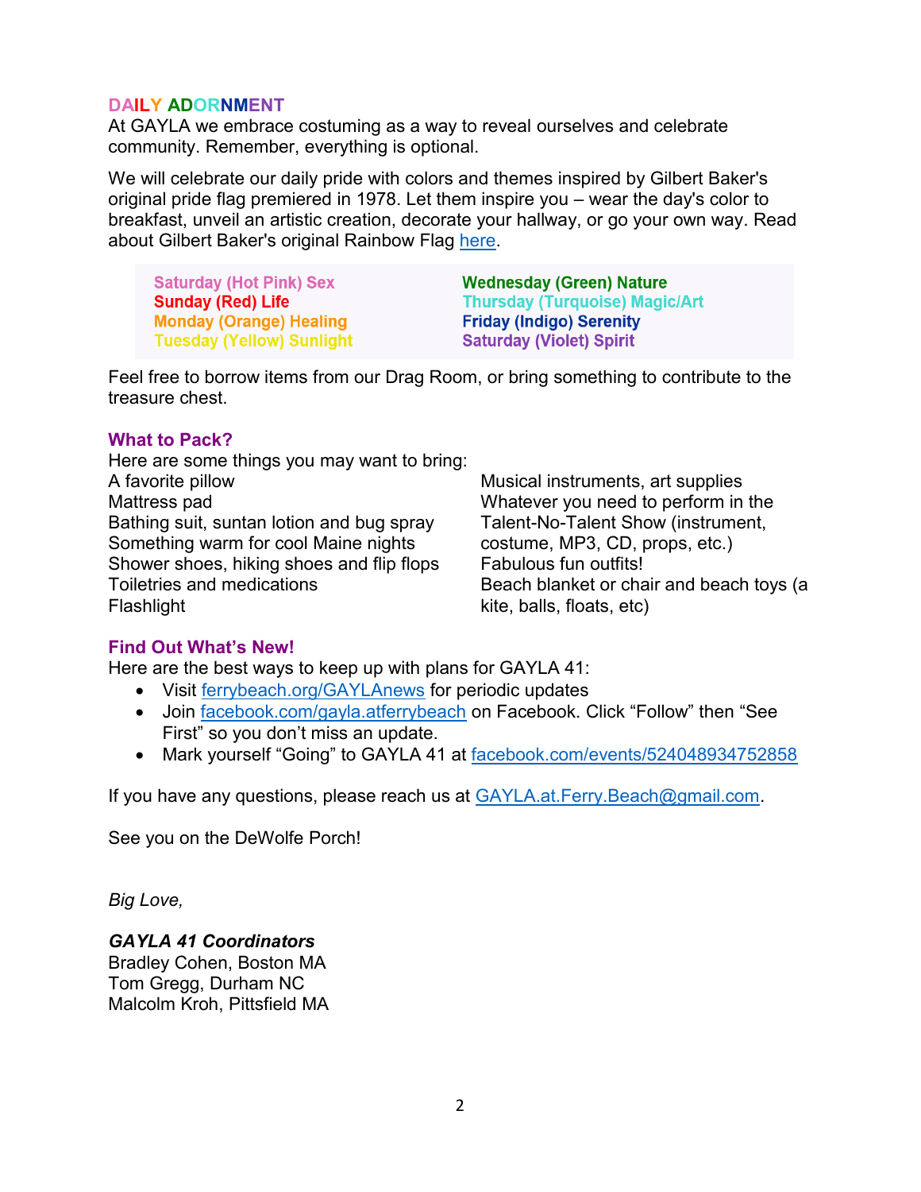## DAILY ADORNMENT

At GAYLA we embrace costuming as a way to reveal ourselves and celebrate community. Remember, everything is optional.

We will celebrate our daily pride with colors and themes inspired by Gilbert Baker's original pride flag premiered in 1978. Let them inspire you – wear the day's color to breakfast, unveil an artistic creation, decorate your hallway, or go your own way. Read about Gilbert Baker's original Rainbow Flag here.

**Saturday (Hot Pink) Sex**
**Sunday (Red) Life**
**Monday (Orange) Healing**
**Tuesday (Yellow) Sunlight**
**Wednesday (Green) Nature**
**Thursday (Turquoise) Magic/Art**
**Friday (Indigo) Serenity**
**Saturday (Violet) Spirit**

Feel free to borrow items from our Drag Room, or bring something to contribute to the treasure chest.

## What to Pack?

Here are some things you may want to bring:

A favorite pillow
Mattress pad
Bathing suit, suntan lotion and bug spray
Something warm for cool Maine nights
Shower shoes, hiking shoes and flip flops
Toiletries and medications
Flashlight
Musical instruments, art supplies
Whatever you need to perform in the Talent-No-Talent Show (instrument, costume, MP3, CD, props, etc.)
Fabulous fun outfits!
Beach blanket or chair and beach toys (a kite, balls, floats, etc)

## Find Out What's New!

Here are the best ways to keep up with plans for GAYLA 41:

- Visit ferrybeach.org/GAYLAnews for periodic updates
- Join facebook.com/gayla.atferrybeach on Facebook. Click "Follow" then "See First" so you don't miss an update.
- Mark yourself "Going" to GAYLA 41 at facebook.com/events/524048934752858

If you have any questions, please reach us at GAYLA.at.Ferry.Beach@gmail.com.

See you on the DeWolfe Porch!

*Big Love,*

***GAYLA 41 Coordinators***
Bradley Cohen, Boston MA
Tom Gregg, Durham NC
Malcolm Kroh, Pittsfield MA